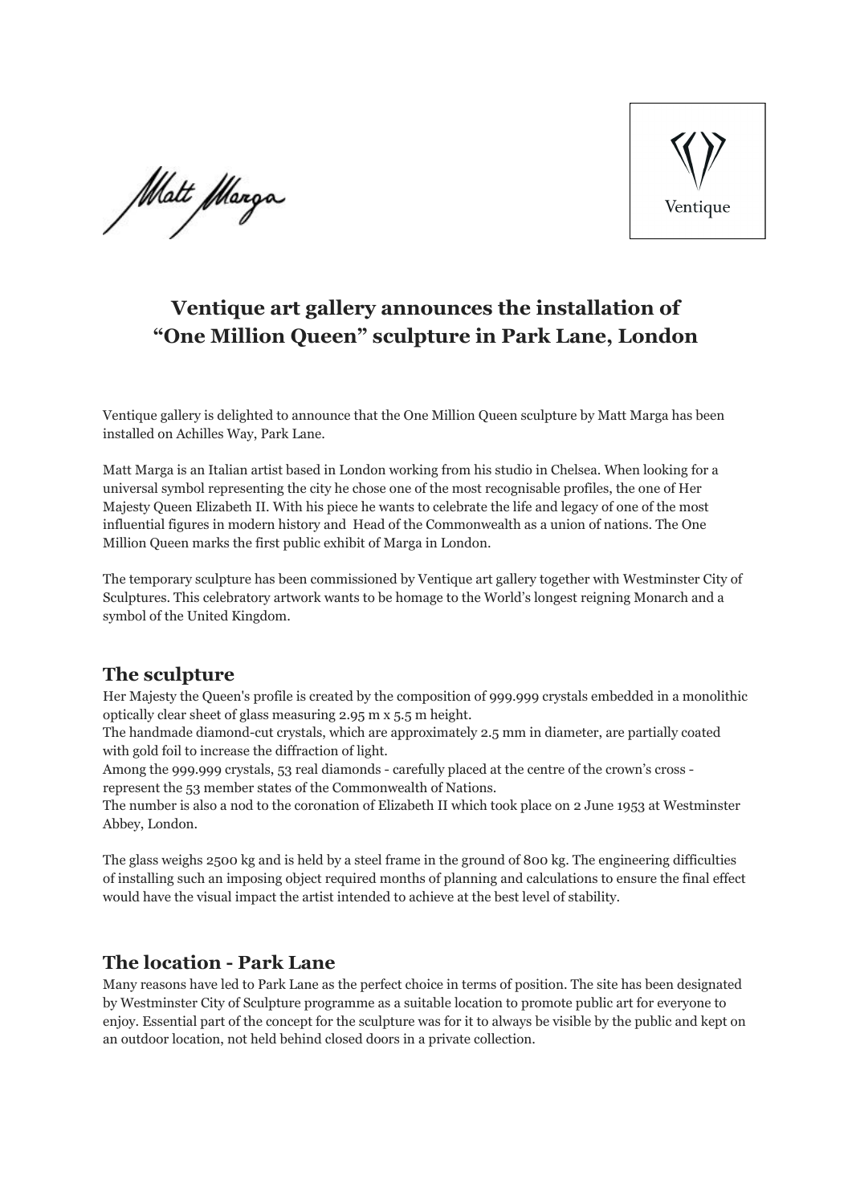Matt Marga

Ventique

# Ventique art gallery announces the installation of "One Million Queen" sculpture in Park Lane, London

Ventique gallery is delighted to announce that the One Million Queen sculpture by Matt Marga has been installed on Achilles Way, Park Lane.

Matt Marga is an Italian artist based in London working from his studio in Chelsea. When looking for a universal symbol representing the city he chose one of the most recognisable profiles, the one of Her Majesty Queen Elizabeth II. With his piece he wants to celebrate the life and legacy of one of the most influential figures in modern history and Head of the Commonwealth as a union of nations. The One Million Queen marks the first public exhibit of Marga in London.

The temporary sculpture has been commissioned by Ventique art gallery together with Westminster City of Sculptures. This celebratory artwork wants to be homage to the World's longest reigning Monarch and a symbol of the United Kingdom.

## The sculpture

Her Majesty the Queen's profile is created by the composition of 999.999 crystals embedded in a monolithic optically clear sheet of glass measuring 2.95 m x 5.5 m height.
The handmade diamond-cut crystals, which are approximately 2.5 mm in diameter, are partially coated with gold foil to increase the diffraction of light.
Among the 999.999 crystals, 53 real diamonds - carefully placed at the centre of the crown's cross - represent the 53 member states of the Commonwealth of Nations.
The number is also a nod to the coronation of Elizabeth II which took place on 2 June 1953 at Westminster Abbey, London.

The glass weighs 2500 kg and is held by a steel frame in the ground of 800 kg. The engineering difficulties of installing such an imposing object required months of planning and calculations to ensure the final effect would have the visual impact the artist intended to achieve at the best level of stability.

## The location - Park Lane

Many reasons have led to Park Lane as the perfect choice in terms of position. The site has been designated by Westminster City of Sculpture programme as a suitable location to promote public art for everyone to enjoy. Essential part of the concept for the sculpture was for it to always be visible by the public and kept on an outdoor location, not held behind closed doors in a private collection.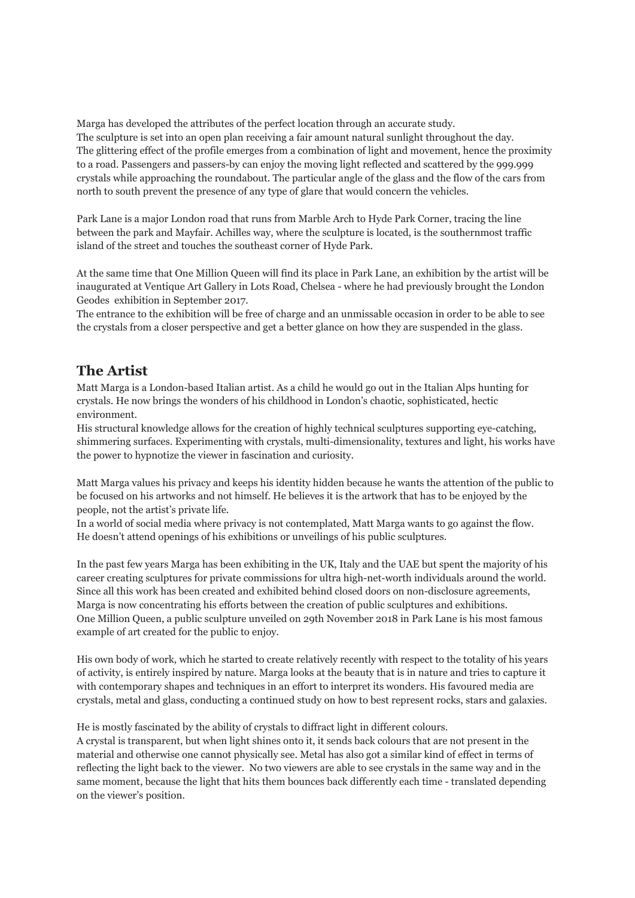Marga has developed the attributes of the perfect location through an accurate study.
The sculpture is set into an open plan receiving a fair amount natural sunlight throughout the day.
The glittering effect of the profile emerges from a combination of light and movement, hence the proximity to a road. Passengers and passers-by can enjoy the moving light reflected and scattered by the 999.999 crystals while approaching the roundabout. The particular angle of the glass and the flow of the cars from north to south prevent the presence of any type of glare that would concern the vehicles.

Park Lane is a major London road that runs from Marble Arch to Hyde Park Corner, tracing the line between the park and Mayfair. Achilles way, where the sculpture is located, is the southernmost traffic island of the street and touches the southeast corner of Hyde Park.

At the same time that One Million Queen will find its place in Park Lane, an exhibition by the artist will be inaugurated at Ventique Art Gallery in Lots Road, Chelsea - where he had previously brought the London Geodes exhibition in September 2017.
The entrance to the exhibition will be free of charge and an unmissable occasion in order to be able to see the crystals from a closer perspective and get a better glance on how they are suspended in the glass.

## The Artist

Matt Marga is a London-based Italian artist. As a child he would go out in the Italian Alps hunting for crystals. He now brings the wonders of his childhood in London's chaotic, sophisticated, hectic environment.
His structural knowledge allows for the creation of highly technical sculptures supporting eye-catching, shimmering surfaces. Experimenting with crystals, multi-dimensionality, textures and light, his works have the power to hypnotize the viewer in fascination and curiosity.

Matt Marga values his privacy and keeps his identity hidden because he wants the attention of the public to be focused on his artworks and not himself. He believes it is the artwork that has to be enjoyed by the people, not the artist's private life.
In a world of social media where privacy is not contemplated, Matt Marga wants to go against the flow. He doesn't attend openings of his exhibitions or unveilings of his public sculptures.

In the past few years Marga has been exhibiting in the UK, Italy and the UAE but spent the majority of his career creating sculptures for private commissions for ultra high-net-worth individuals around the world. Since all this work has been created and exhibited behind closed doors on non-disclosure agreements, Marga is now concentrating his efforts between the creation of public sculptures and exhibitions.
One Million Queen, a public sculpture unveiled on 29th November 2018 in Park Lane is his most famous example of art created for the public to enjoy.

His own body of work, which he started to create relatively recently with respect to the totality of his years of activity, is entirely inspired by nature. Marga looks at the beauty that is in nature and tries to capture it with contemporary shapes and techniques in an effort to interpret its wonders. His favoured media are crystals, metal and glass, conducting a continued study on how to best represent rocks, stars and galaxies.

He is mostly fascinated by the ability of crystals to diffract light in different colours.
A crystal is transparent, but when light shines onto it, it sends back colours that are not present in the material and otherwise one cannot physically see. Metal has also got a similar kind of effect in terms of reflecting the light back to the viewer. No two viewers are able to see crystals in the same way and in the same moment, because the light that hits them bounces back differently each time - translated depending on the viewer's position.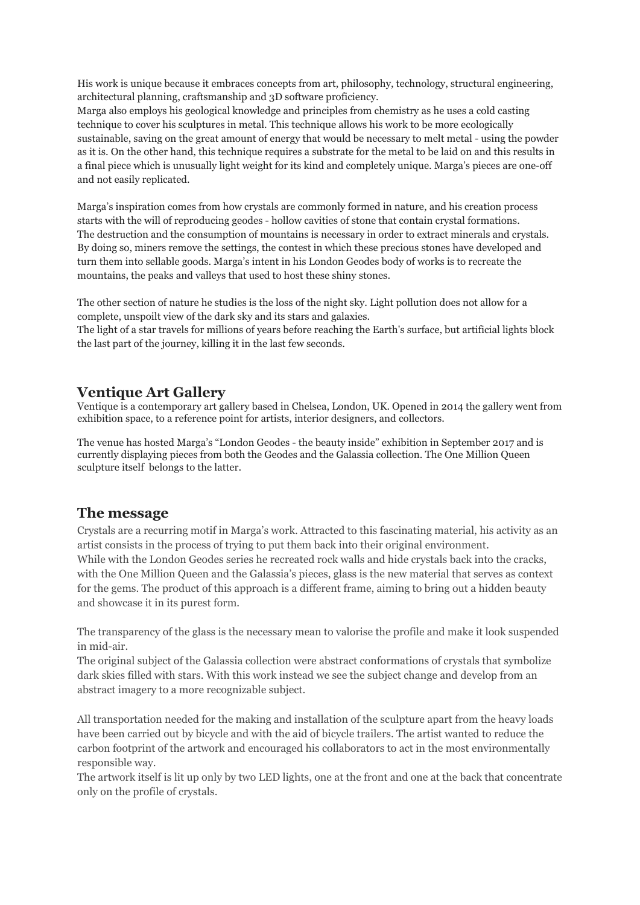His work is unique because it embraces concepts from art, philosophy, technology, structural engineering, architectural planning, craftsmanship and 3D software proficiency.
Marga also employs his geological knowledge and principles from chemistry as he uses a cold casting technique to cover his sculptures in metal. This technique allows his work to be more ecologically sustainable, saving on the great amount of energy that would be necessary to melt metal - using the powder as it is. On the other hand, this technique requires a substrate for the metal to be laid on and this results in a final piece which is unusually light weight for its kind and completely unique. Marga's pieces are one-off and not easily replicated.

Marga's inspiration comes from how crystals are commonly formed in nature, and his creation process starts with the will of reproducing geodes - hollow cavities of stone that contain crystal formations.
The destruction and the consumption of mountains is necessary in order to extract minerals and crystals. By doing so, miners remove the settings, the contest in which these precious stones have developed and turn them into sellable goods. Marga's intent in his London Geodes body of works is to recreate the mountains, the peaks and valleys that used to host these shiny stones.

The other section of nature he studies is the loss of the night sky. Light pollution does not allow for a complete, unspoilt view of the dark sky and its stars and galaxies.
The light of a star travels for millions of years before reaching the Earth's surface, but artificial lights block the last part of the journey, killing it in the last few seconds.

## Ventique Art Gallery

Ventique is a contemporary art gallery based in Chelsea, London, UK. Opened in 2014 the gallery went from exhibition space, to a reference point for artists, interior designers, and collectors.

The venue has hosted Marga's "London Geodes - the beauty inside" exhibition in September 2017 and is currently displaying pieces from both the Geodes and the Galassia collection. The One Million Queen sculpture itself belongs to the latter.

## The message

Crystals are a recurring motif in Marga's work. Attracted to this fascinating material, his activity as an artist consists in the process of trying to put them back into their original environment.
While with the London Geodes series he recreated rock walls and hide crystals back into the cracks, with the One Million Queen and the Galassia's pieces, glass is the new material that serves as context for the gems. The product of this approach is a different frame, aiming to bring out a hidden beauty and showcase it in its purest form.

The transparency of the glass is the necessary mean to valorise the profile and make it look suspended in mid-air.
The original subject of the Galassia collection were abstract conformations of crystals that symbolize dark skies filled with stars. With this work instead we see the subject change and develop from an abstract imagery to a more recognizable subject.

All transportation needed for the making and installation of the sculpture apart from the heavy loads have been carried out by bicycle and with the aid of bicycle trailers. The artist wanted to reduce the carbon footprint of the artwork and encouraged his collaborators to act in the most environmentally responsible way.
The artwork itself is lit up only by two LED lights, one at the front and one at the back that concentrate only on the profile of crystals.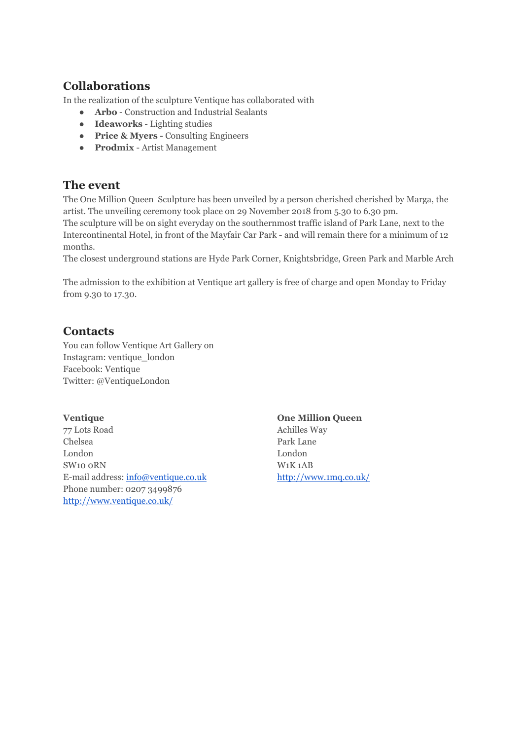## Collaborations

In the realization of the sculpture Ventique has collaborated with

- **Arbo** - Construction and Industrial Sealants
- **Ideaworks** - Lighting studies
- **Price & Myers** - Consulting Engineers
- **Prodmix** - Artist Management

## The event

The One Million Queen  Sculpture has been unveiled by a person cherished cherished by Marga, the artist. The unveiling ceremony took place on 29 November 2018 from 5.30 to 6.30 pm.
The sculpture will be on sight everyday on the southernmost traffic island of Park Lane, next to the Intercontinental Hotel, in front of the Mayfair Car Park - and will remain there for a minimum of 12 months.
The closest underground stations are Hyde Park Corner, Knightsbridge, Green Park and Marble Arch

The admission to the exhibition at Ventique art gallery is free of charge and open Monday to Friday from 9.30 to 17.30.

## Contacts

You can follow Ventique Art Gallery on
Instagram: ventique_london
Facebook: Ventique
Twitter: @VentiqueLondon

**Ventique**
77 Lots Road
Chelsea
London
SW10 0RN
E-mail address: info@ventique.co.uk
Phone number: 0207 3499876
http://www.ventique.co.uk/

**One Million Queen**
Achilles Way
Park Lane
London
W1K 1AB
http://www.1mq.co.uk/